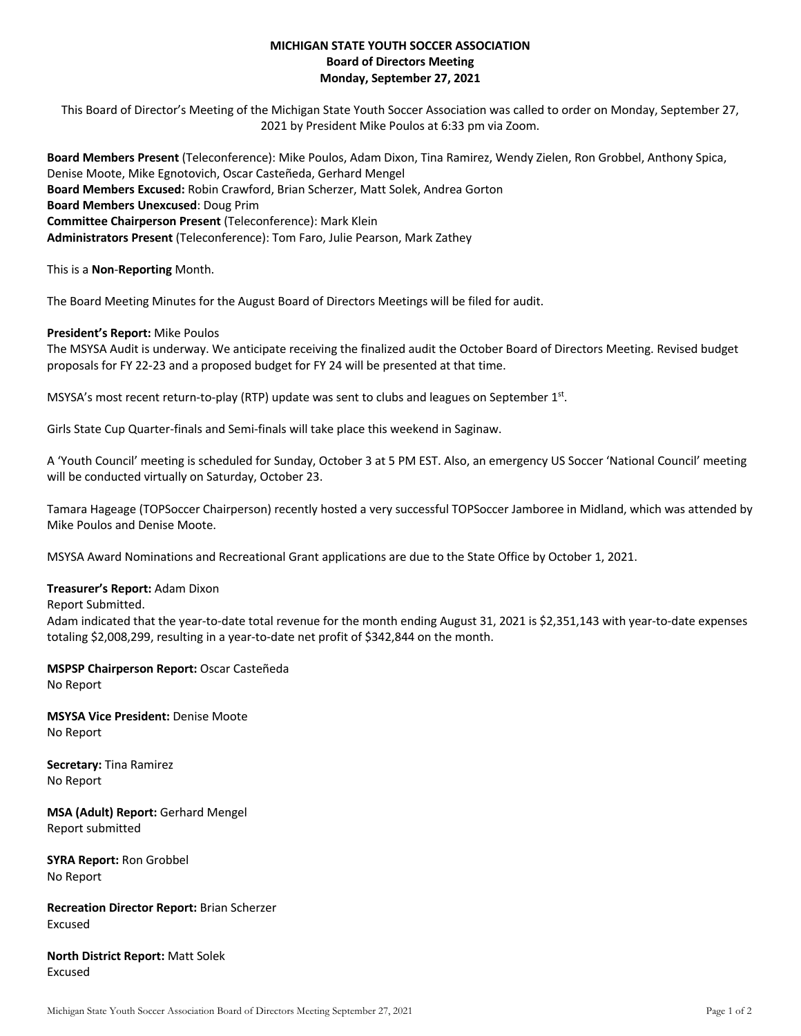**MICHIGAN STATE YOUTH SOCCER ASSOCIATION**
**Board of Directors Meeting**
**Monday, September 27, 2021**

This Board of Director's Meeting of the Michigan State Youth Soccer Association was called to order on Monday, September 27, 2021 by President Mike Poulos at 6:33 pm via Zoom.

**Board Members Present** (Teleconference): Mike Poulos, Adam Dixon, Tina Ramirez, Wendy Zielen, Ron Grobbel, Anthony Spica, Denise Moote, Mike Egnotovich, Oscar Casteñeda, Gerhard Mengel
**Board Members Excused:** Robin Crawford, Brian Scherzer, Matt Solek, Andrea Gorton
**Board Members Unexcused**: Doug Prim
**Committee Chairperson Present** (Teleconference): Mark Klein
**Administrators Present** (Teleconference): Tom Faro, Julie Pearson, Mark Zathey

This is a **Non**-**Reporting** Month.

The Board Meeting Minutes for the August Board of Directors Meetings will be filed for audit.

**President's Report:** Mike Poulos
The MSYSA Audit is underway. We anticipate receiving the finalized audit the October Board of Directors Meeting. Revised budget proposals for FY 22-23 and a proposed budget for FY 24 will be presented at that time.

MSYSA's most recent return-to-play (RTP) update was sent to clubs and leagues on September 1st.

Girls State Cup Quarter-finals and Semi-finals will take place this weekend in Saginaw.

A 'Youth Council' meeting is scheduled for Sunday, October 3 at 5 PM EST. Also, an emergency US Soccer 'National Council' meeting will be conducted virtually on Saturday, October 23.

Tamara Hageage (TOPSoccer Chairperson) recently hosted a very successful TOPSoccer Jamboree in Midland, which was attended by Mike Poulos and Denise Moote.

MSYSA Award Nominations and Recreational Grant applications are due to the State Office by October 1, 2021.

**Treasurer's Report:** Adam Dixon
Report Submitted.
Adam indicated that the year-to-date total revenue for the month ending August 31, 2021 is $2,351,143 with year-to-date expenses totaling $2,008,299, resulting in a year-to-date net profit of $342,844 on the month.

**MSPSP Chairperson Report:** Oscar Casteñeda
No Report

**MSYSA Vice President:** Denise Moote
No Report

**Secretary:** Tina Ramirez
No Report

**MSA (Adult) Report:** Gerhard Mengel
Report submitted

**SYRA Report:** Ron Grobbel
No Report

**Recreation Director Report:** Brian Scherzer
Excused

**North District Report:** Matt Solek
Excused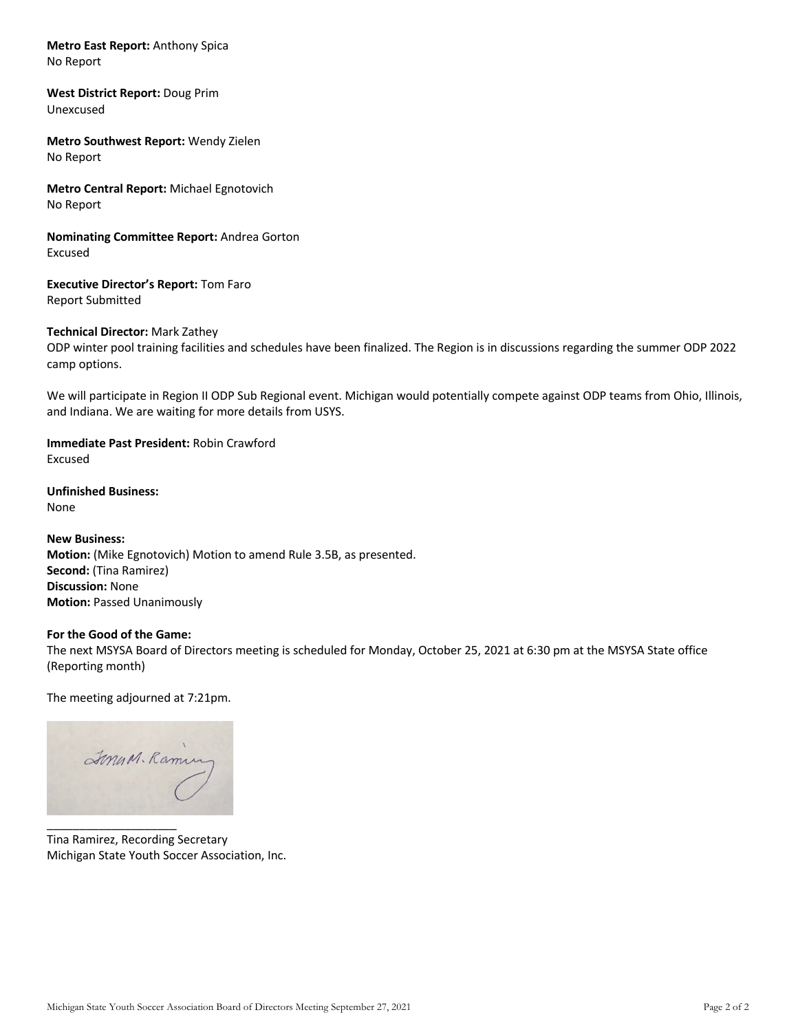**Metro East Report:** Anthony Spica
No Report

**West District Report:** Doug Prim
Unexcused

**Metro Southwest Report:** Wendy Zielen
No Report

**Metro Central Report:** Michael Egnotovich
No Report

**Nominating Committee Report:** Andrea Gorton
Excused

**Executive Director's Report:** Tom Faro
Report Submitted

**Technical Director:** Mark Zathey
ODP winter pool training facilities and schedules have been finalized. The Region is in discussions regarding the summer ODP 2022 camp options.

We will participate in Region II ODP Sub Regional event. Michigan would potentially compete against ODP teams from Ohio, Illinois, and Indiana. We are waiting for more details from USYS.

**Immediate Past President:** Robin Crawford
Excused

**Unfinished Business:**
None

**New Business:**
**Motion:** (Mike Egnotovich) Motion to amend Rule 3.5B, as presented.
**Second:** (Tina Ramirez)
**Discussion:** None
**Motion:** Passed Unanimously

**For the Good of the Game:**
The next MSYSA Board of Directors meeting is scheduled for Monday, October 25, 2021 at 6:30 pm at the MSYSA State office (Reporting month)

The meeting adjourned at 7:21pm.

Tina M. Ramirez

\_\_\_\_\_\_\_\_\_\_\_\_\_\_\_\_\_\_\_\_
Tina Ramirez, Recording Secretary
Michigan State Youth Soccer Association, Inc.